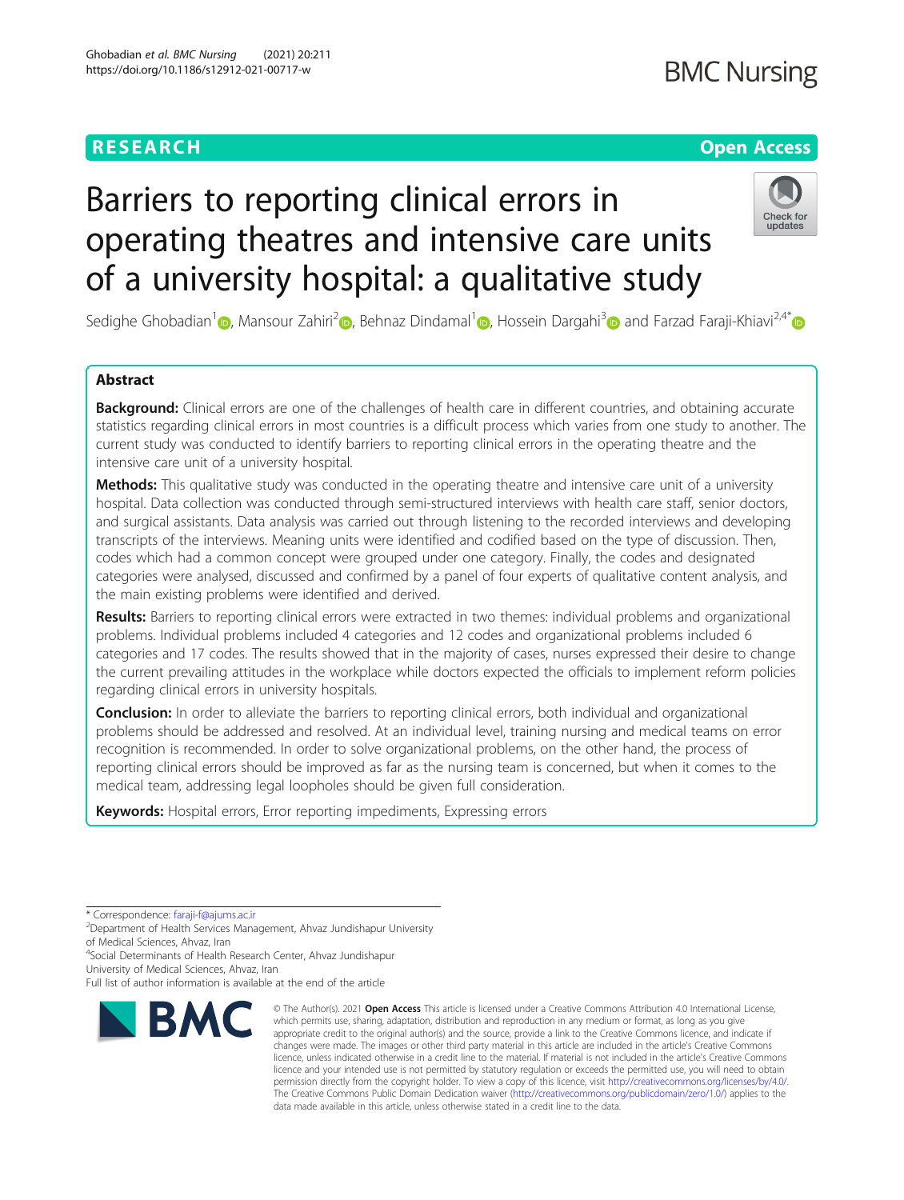RESEARCH | Open Access

# Barriers to reporting clinical errors in operating theatres and intensive care units of a university hospital: a qualitative study

Sedighe Ghobadian[1], Mansour Zahiri[2], Behnaz Dindamal[1], Hossein Dargahi[3] and Farzad Faraji-Khiavi[2,4*]

## Abstract

**Background:** Clinical errors are one of the challenges of health care in different countries, and obtaining accurate statistics regarding clinical errors in most countries is a difficult process which varies from one study to another. The current study was conducted to identify barriers to reporting clinical errors in the operating theatre and the intensive care unit of a university hospital.

**Methods:** This qualitative study was conducted in the operating theatre and intensive care unit of a university hospital. Data collection was conducted through semi-structured interviews with health care staff, senior doctors, and surgical assistants. Data analysis was carried out through listening to the recorded interviews and developing transcripts of the interviews. Meaning units were identified and codified based on the type of discussion. Then, codes which had a common concept were grouped under one category. Finally, the codes and designated categories were analysed, discussed and confirmed by a panel of four experts of qualitative content analysis, and the main existing problems were identified and derived.

**Results:** Barriers to reporting clinical errors were extracted in two themes: individual problems and organizational problems. Individual problems included 4 categories and 12 codes and organizational problems included 6 categories and 17 codes. The results showed that in the majority of cases, nurses expressed their desire to change the current prevailing attitudes in the workplace while doctors expected the officials to implement reform policies regarding clinical errors in university hospitals.

**Conclusion:** In order to alleviate the barriers to reporting clinical errors, both individual and organizational problems should be addressed and resolved. At an individual level, training nursing and medical teams on error recognition is recommended. In order to solve organizational problems, on the other hand, the process of reporting clinical errors should be improved as far as the nursing team is concerned, but when it comes to the medical team, addressing legal loopholes should be given full consideration.

**Keywords:** Hospital errors, Error reporting impediments, Expressing errors

---

* Correspondence: faraji-f@ajums.ac.ir

[2]Department of Health Services Management, Ahvaz Jundishapur University of Medical Sciences, Ahvaz, Iran

[4]Social Determinants of Health Research Center, Ahvaz Jundishapur University of Medical Sciences, Ahvaz, Iran

Full list of author information is available at the end of the article

© The Author(s). 2021 **Open Access** This article is licensed under a Creative Commons Attribution 4.0 International License, which permits use, sharing, adaptation, distribution and reproduction in any medium or format, as long as you give appropriate credit to the original author(s) and the source, provide a link to the Creative Commons licence, and indicate if changes were made. The images or other third party material in this article are included in the article's Creative Commons licence, unless indicated otherwise in a credit line to the material. If material is not included in the article's Creative Commons licence and your intended use is not permitted by statutory regulation or exceeds the permitted use, you will need to obtain permission directly from the copyright holder. To view a copy of this licence, visit http://creativecommons.org/licenses/by/4.0/. The Creative Commons Public Domain Dedication waiver (http://creativecommons.org/publicdomain/zero/1.0/) applies to the data made available in this article, unless otherwise stated in a credit line to the data.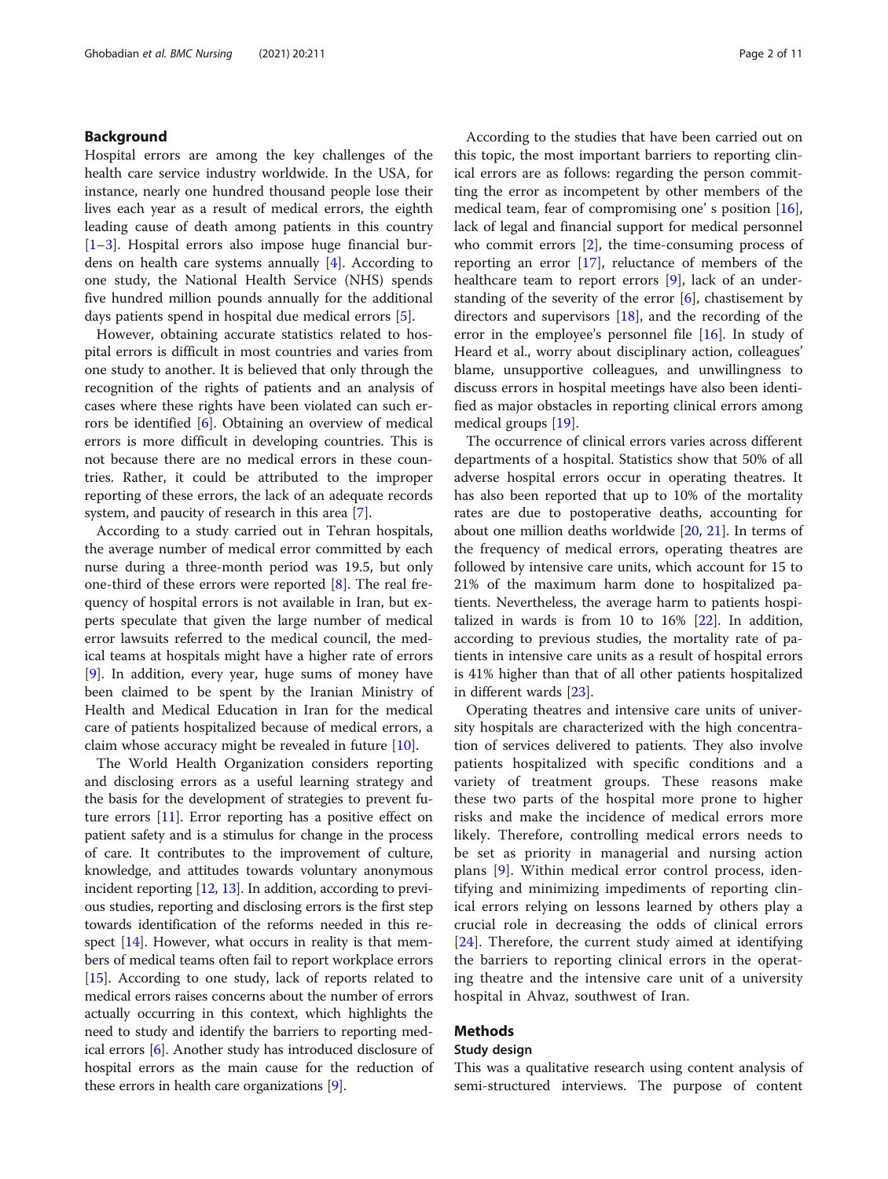## Background

Hospital errors are among the key challenges of the health care service industry worldwide. In the USA, for instance, nearly one hundred thousand people lose their lives each year as a result of medical errors, the eighth leading cause of death among patients in this country [1–3]. Hospital errors also impose huge financial burdens on health care systems annually [4]. According to one study, the National Health Service (NHS) spends five hundred million pounds annually for the additional days patients spend in hospital due medical errors [5].

However, obtaining accurate statistics related to hospital errors is difficult in most countries and varies from one study to another. It is believed that only through the recognition of the rights of patients and an analysis of cases where these rights have been violated can such errors be identified [6]. Obtaining an overview of medical errors is more difficult in developing countries. This is not because there are no medical errors in these countries. Rather, it could be attributed to the improper reporting of these errors, the lack of an adequate records system, and paucity of research in this area [7].

According to a study carried out in Tehran hospitals, the average number of medical error committed by each nurse during a three-month period was 19.5, but only one-third of these errors were reported [8]. The real frequency of hospital errors is not available in Iran, but experts speculate that given the large number of medical error lawsuits referred to the medical council, the medical teams at hospitals might have a higher rate of errors [9]. In addition, every year, huge sums of money have been claimed to be spent by the Iranian Ministry of Health and Medical Education in Iran for the medical care of patients hospitalized because of medical errors, a claim whose accuracy might be revealed in future [10].

The World Health Organization considers reporting and disclosing errors as a useful learning strategy and the basis for the development of strategies to prevent future errors [11]. Error reporting has a positive effect on patient safety and is a stimulus for change in the process of care. It contributes to the improvement of culture, knowledge, and attitudes towards voluntary anonymous incident reporting [12, 13]. In addition, according to previous studies, reporting and disclosing errors is the first step towards identification of the reforms needed in this respect [14]. However, what occurs in reality is that members of medical teams often fail to report workplace errors [15]. According to one study, lack of reports related to medical errors raises concerns about the number of errors actually occurring in this context, which highlights the need to study and identify the barriers to reporting medical errors [6]. Another study has introduced disclosure of hospital errors as the main cause for the reduction of these errors in health care organizations [9].

According to the studies that have been carried out on this topic, the most important barriers to reporting clinical errors are as follows: regarding the person committing the error as incompetent by other members of the medical team, fear of compromising one' s position [16], lack of legal and financial support for medical personnel who commit errors [2], the time-consuming process of reporting an error [17], reluctance of members of the healthcare team to report errors [9], lack of an understanding of the severity of the error [6], chastisement by directors and supervisors [18], and the recording of the error in the employee's personnel file [16]. In study of Heard et al., worry about disciplinary action, colleagues' blame, unsupportive colleagues, and unwillingness to discuss errors in hospital meetings have also been identified as major obstacles in reporting clinical errors among medical groups [19].

The occurrence of clinical errors varies across different departments of a hospital. Statistics show that 50% of all adverse hospital errors occur in operating theatres. It has also been reported that up to 10% of the mortality rates are due to postoperative deaths, accounting for about one million deaths worldwide [20, 21]. In terms of the frequency of medical errors, operating theatres are followed by intensive care units, which account for 15 to 21% of the maximum harm done to hospitalized patients. Nevertheless, the average harm to patients hospitalized in wards is from 10 to 16% [22]. In addition, according to previous studies, the mortality rate of patients in intensive care units as a result of hospital errors is 41% higher than that of all other patients hospitalized in different wards [23].

Operating theatres and intensive care units of university hospitals are characterized with the high concentration of services delivered to patients. They also involve patients hospitalized with specific conditions and a variety of treatment groups. These reasons make these two parts of the hospital more prone to higher risks and make the incidence of medical errors more likely. Therefore, controlling medical errors needs to be set as priority in managerial and nursing action plans [9]. Within medical error control process, identifying and minimizing impediments of reporting clinical errors relying on lessons learned by others play a crucial role in decreasing the odds of clinical errors [24]. Therefore, the current study aimed at identifying the barriers to reporting clinical errors in the operating theatre and the intensive care unit of a university hospital in Ahvaz, southwest of Iran.

## Methods

### Study design

This was a qualitative research using content analysis of semi-structured interviews. The purpose of content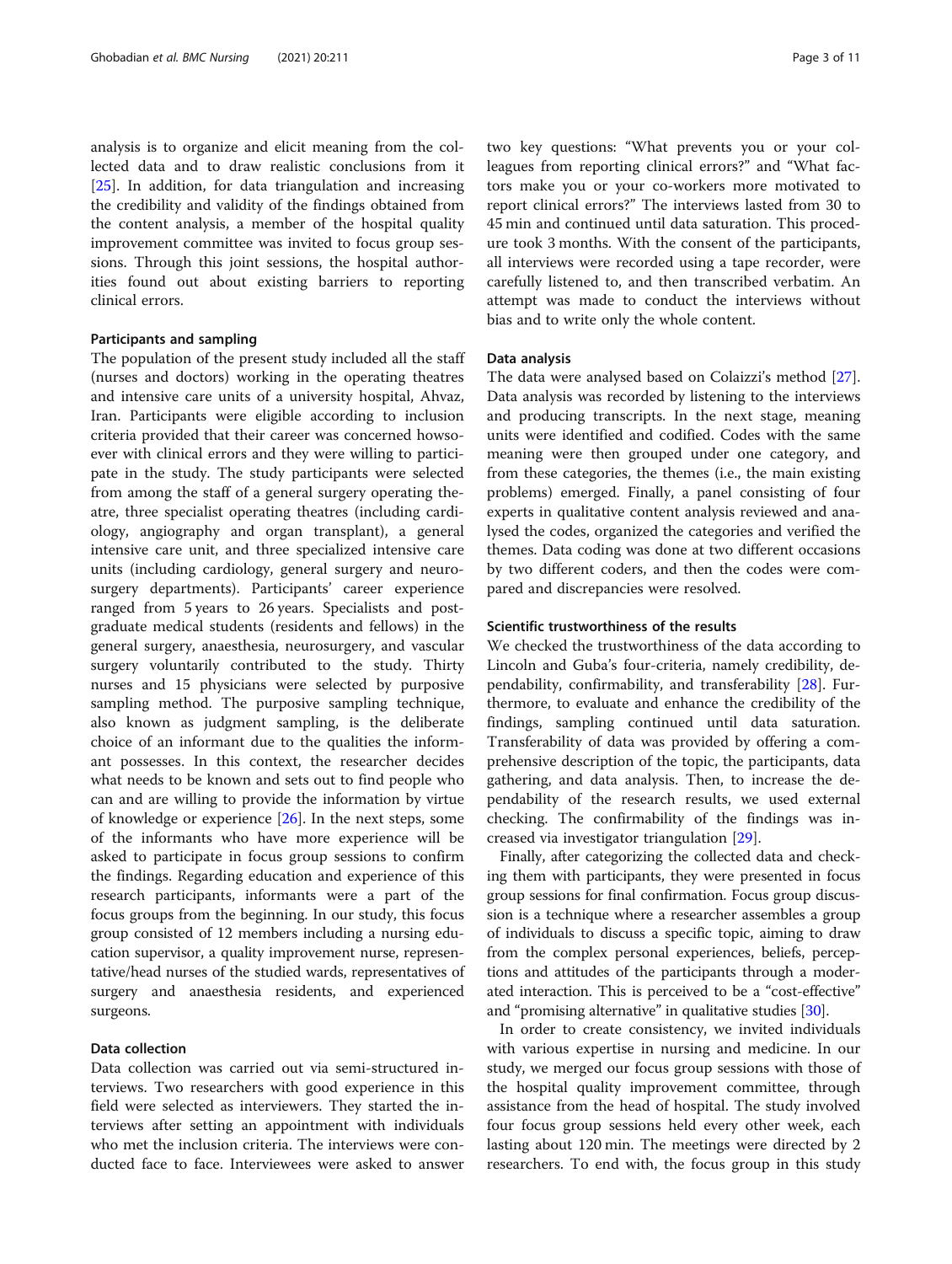analysis is to organize and elicit meaning from the collected data and to draw realistic conclusions from it [25]. In addition, for data triangulation and increasing the credibility and validity of the findings obtained from the content analysis, a member of the hospital quality improvement committee was invited to focus group sessions. Through this joint sessions, the hospital authorities found out about existing barriers to reporting clinical errors.

#### Participants and sampling

The population of the present study included all the staff (nurses and doctors) working in the operating theatres and intensive care units of a university hospital, Ahvaz, Iran. Participants were eligible according to inclusion criteria provided that their career was concerned howsoever with clinical errors and they were willing to participate in the study. The study participants were selected from among the staff of a general surgery operating theatre, three specialist operating theatres (including cardiology, angiography and organ transplant), a general intensive care unit, and three specialized intensive care units (including cardiology, general surgery and neurosurgery departments). Participants' career experience ranged from 5 years to 26 years. Specialists and postgraduate medical students (residents and fellows) in the general surgery, anaesthesia, neurosurgery, and vascular surgery voluntarily contributed to the study. Thirty nurses and 15 physicians were selected by purposive sampling method. The purposive sampling technique, also known as judgment sampling, is the deliberate choice of an informant due to the qualities the informant possesses. In this context, the researcher decides what needs to be known and sets out to find people who can and are willing to provide the information by virtue of knowledge or experience [26]. In the next steps, some of the informants who have more experience will be asked to participate in focus group sessions to confirm the findings. Regarding education and experience of this research participants, informants were a part of the focus groups from the beginning. In our study, this focus group consisted of 12 members including a nursing education supervisor, a quality improvement nurse, representative/head nurses of the studied wards, representatives of surgery and anaesthesia residents, and experienced surgeons.

#### Data collection

Data collection was carried out via semi-structured interviews. Two researchers with good experience in this field were selected as interviewers. They started the interviews after setting an appointment with individuals who met the inclusion criteria. The interviews were conducted face to face. Interviewees were asked to answer two key questions: "What prevents you or your colleagues from reporting clinical errors?" and "What factors make you or your co-workers more motivated to report clinical errors?" The interviews lasted from 30 to 45 min and continued until data saturation. This procedure took 3 months. With the consent of the participants, all interviews were recorded using a tape recorder, were carefully listened to, and then transcribed verbatim. An attempt was made to conduct the interviews without bias and to write only the whole content.

#### Data analysis

The data were analysed based on Colaizzi's method [27]. Data analysis was recorded by listening to the interviews and producing transcripts. In the next stage, meaning units were identified and codified. Codes with the same meaning were then grouped under one category, and from these categories, the themes (i.e., the main existing problems) emerged. Finally, a panel consisting of four experts in qualitative content analysis reviewed and analysed the codes, organized the categories and verified the themes. Data coding was done at two different occasions by two different coders, and then the codes were compared and discrepancies were resolved.

#### Scientific trustworthiness of the results

We checked the trustworthiness of the data according to Lincoln and Guba's four-criteria, namely credibility, dependability, confirmability, and transferability [28]. Furthermore, to evaluate and enhance the credibility of the findings, sampling continued until data saturation. Transferability of data was provided by offering a comprehensive description of the topic, the participants, data gathering, and data analysis. Then, to increase the dependability of the research results, we used external checking. The confirmability of the findings was increased via investigator triangulation [29].

Finally, after categorizing the collected data and checking them with participants, they were presented in focus group sessions for final confirmation. Focus group discussion is a technique where a researcher assembles a group of individuals to discuss a specific topic, aiming to draw from the complex personal experiences, beliefs, perceptions and attitudes of the participants through a moderated interaction. This is perceived to be a "cost-effective" and "promising alternative" in qualitative studies [30].

In order to create consistency, we invited individuals with various expertise in nursing and medicine. In our study, we merged our focus group sessions with those of the hospital quality improvement committee, through assistance from the head of hospital. The study involved four focus group sessions held every other week, each lasting about 120 min. The meetings were directed by 2 researchers. To end with, the focus group in this study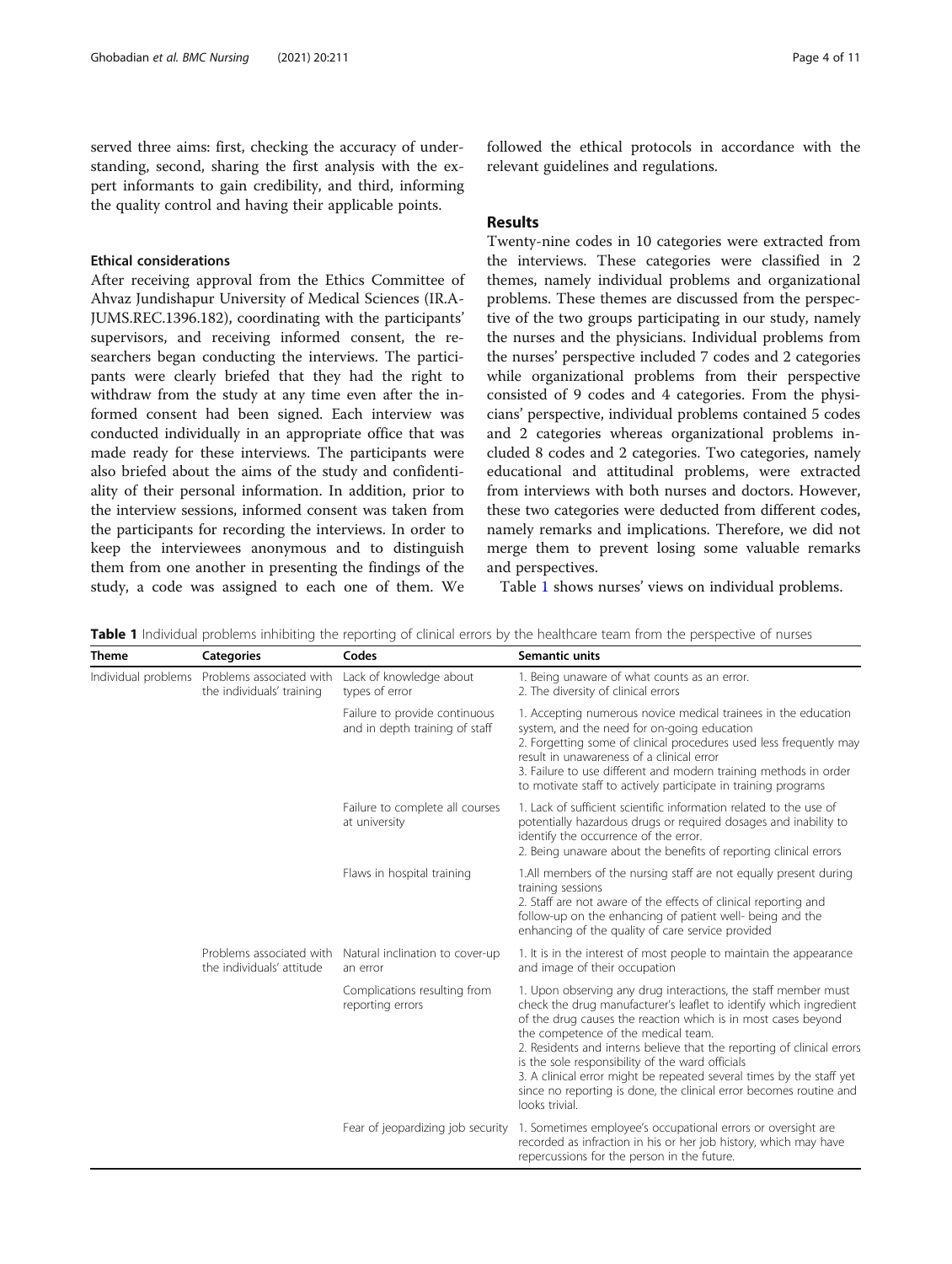served three aims: first, checking the accuracy of understanding, second, sharing the first analysis with the expert informants to gain credibility, and third, informing the quality control and having their applicable points.

### Ethical considerations

After receiving approval from the Ethics Committee of Ahvaz Jundishapur University of Medical Sciences (IR.AJUMS.REC.1396.182), coordinating with the participants' supervisors, and receiving informed consent, the researchers began conducting the interviews. The participants were clearly briefed that they had the right to withdraw from the study at any time even after the informed consent had been signed. Each interview was conducted individually in an appropriate office that was made ready for these interviews. The participants were also briefed about the aims of the study and confidentiality of their personal information. In addition, prior to the interview sessions, informed consent was taken from the participants for recording the interviews. In order to keep the interviewees anonymous and to distinguish them from one another in presenting the findings of the study, a code was assigned to each one of them. We followed the ethical protocols in accordance with the relevant guidelines and regulations.

## Results

Twenty-nine codes in 10 categories were extracted from the interviews. These categories were classified in 2 themes, namely individual problems and organizational problems. These themes are discussed from the perspective of the two groups participating in our study, namely the nurses and the physicians. Individual problems from the nurses' perspective included 7 codes and 2 categories while organizational problems from their perspective consisted of 9 codes and 4 categories. From the physicians' perspective, individual problems contained 5 codes and 2 categories whereas organizational problems included 8 codes and 2 categories. Two categories, namely educational and attitudinal problems, were extracted from interviews with both nurses and doctors. However, these two categories were deducted from different codes, namely remarks and implications. Therefore, we did not merge them to prevent losing some valuable remarks and perspectives.

Table 1 shows nurses' views on individual problems.

**Table 1** Individual problems inhibiting the reporting of clinical errors by the healthcare team from the perspective of nurses

| Theme | Categories | Codes | Semantic units |
|---|---|---|---|
| Individual problems | Problems associated with the individuals' training | Lack of knowledge about types of error | 1. Being unaware of what counts as an error.<br>2. The diversity of clinical errors |
| | | Failure to provide continuous and in depth training of staff | 1. Accepting numerous novice medical trainees in the education system, and the need for on-going education<br>2. Forgetting some of clinical procedures used less frequently may result in unawareness of a clinical error<br>3. Failure to use different and modern training methods in order to motivate staff to actively participate in training programs |
| | | Failure to complete all courses at university | 1. Lack of sufficient scientific information related to the use of potentially hazardous drugs or required dosages and inability to identify the occurrence of the error.<br>2. Being unaware about the benefits of reporting clinical errors |
| | | Flaws in hospital training | 1.All members of the nursing staff are not equally present during training sessions<br>2. Staff are not aware of the effects of clinical reporting and follow-up on the enhancing of patient well- being and the enhancing of the quality of care service provided |
| | Problems associated with the individuals' attitude | Natural inclination to cover-up an error | 1. It is in the interest of most people to maintain the appearance and image of their occupation |
| | | Complications resulting from reporting errors | 1. Upon observing any drug interactions, the staff member must check the drug manufacturer's leaflet to identify which ingredient of the drug causes the reaction which is in most cases beyond the competence of the medical team.<br>2. Residents and interns believe that the reporting of clinical errors is the sole responsibility of the ward officials<br>3. A clinical error might be repeated several times by the staff yet since no reporting is done, the clinical error becomes routine and looks trivial. |
| | | Fear of jeopardizing job security | 1. Sometimes employee's occupational errors or oversight are recorded as infraction in his or her job history, which may have repercussions for the person in the future. |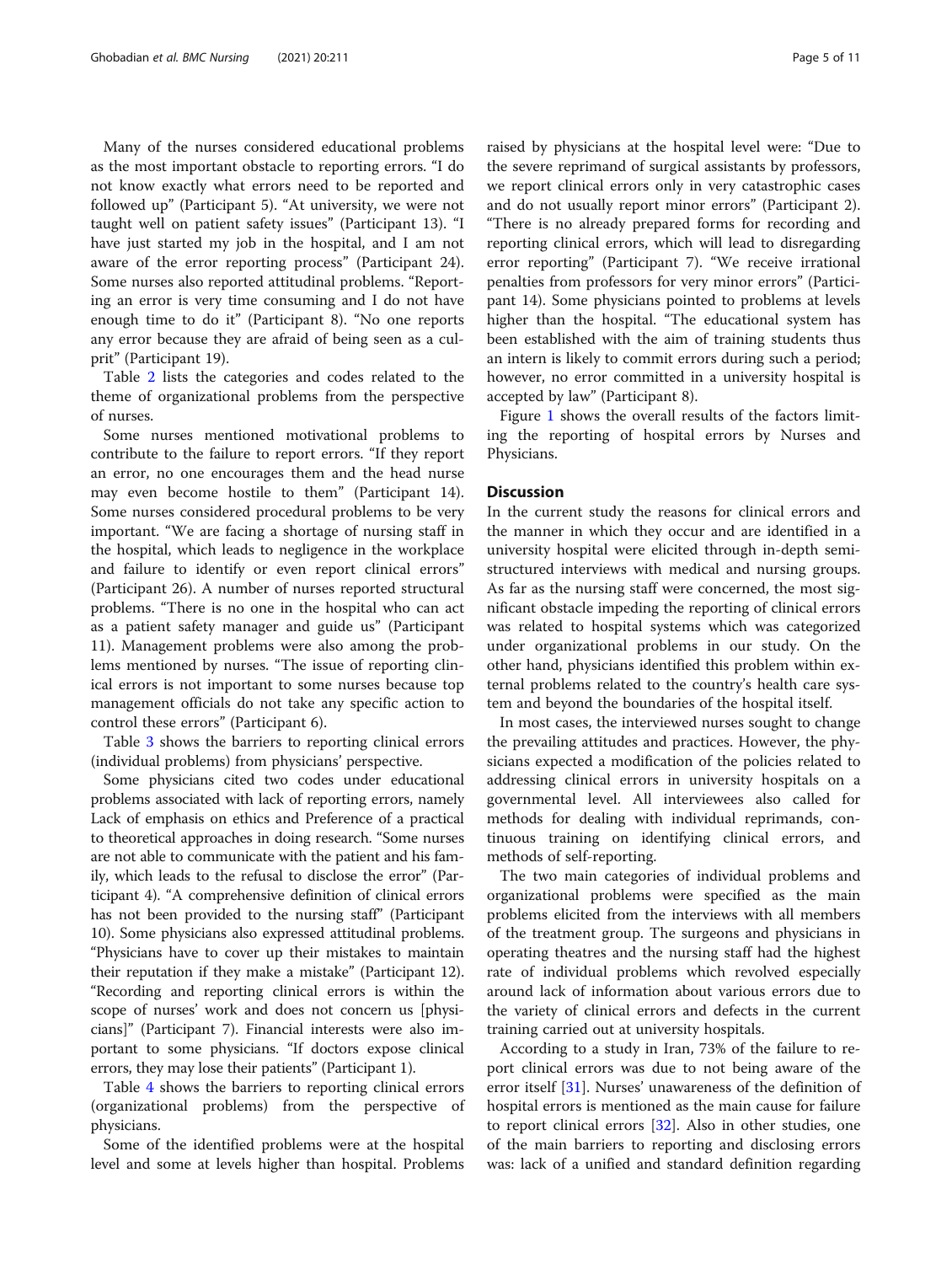Many of the nurses considered educational problems as the most important obstacle to reporting errors. "I do not know exactly what errors need to be reported and followed up" (Participant 5). "At university, we were not taught well on patient safety issues" (Participant 13). "I have just started my job in the hospital, and I am not aware of the error reporting process" (Participant 24). Some nurses also reported attitudinal problems. "Reporting an error is very time consuming and I do not have enough time to do it" (Participant 8). "No one reports any error because they are afraid of being seen as a culprit" (Participant 19).

Table 2 lists the categories and codes related to the theme of organizational problems from the perspective of nurses.

Some nurses mentioned motivational problems to contribute to the failure to report errors. "If they report an error, no one encourages them and the head nurse may even become hostile to them" (Participant 14). Some nurses considered procedural problems to be very important. "We are facing a shortage of nursing staff in the hospital, which leads to negligence in the workplace and failure to identify or even report clinical errors" (Participant 26). A number of nurses reported structural problems. "There is no one in the hospital who can act as a patient safety manager and guide us" (Participant 11). Management problems were also among the problems mentioned by nurses. "The issue of reporting clinical errors is not important to some nurses because top management officials do not take any specific action to control these errors" (Participant 6).

Table 3 shows the barriers to reporting clinical errors (individual problems) from physicians' perspective.

Some physicians cited two codes under educational problems associated with lack of reporting errors, namely Lack of emphasis on ethics and Preference of a practical to theoretical approaches in doing research. "Some nurses are not able to communicate with the patient and his family, which leads to the refusal to disclose the error" (Participant 4). "A comprehensive definition of clinical errors has not been provided to the nursing staff" (Participant 10). Some physicians also expressed attitudinal problems. "Physicians have to cover up their mistakes to maintain their reputation if they make a mistake" (Participant 12). "Recording and reporting clinical errors is within the scope of nurses' work and does not concern us [physicians]" (Participant 7). Financial interests were also important to some physicians. "If doctors expose clinical errors, they may lose their patients" (Participant 1).

Table 4 shows the barriers to reporting clinical errors (organizational problems) from the perspective of physicians.

Some of the identified problems were at the hospital level and some at levels higher than hospital. Problems raised by physicians at the hospital level were: "Due to the severe reprimand of surgical assistants by professors, we report clinical errors only in very catastrophic cases and do not usually report minor errors" (Participant 2). "There is no already prepared forms for recording and reporting clinical errors, which will lead to disregarding error reporting" (Participant 7). "We receive irrational penalties from professors for very minor errors" (Participant 14). Some physicians pointed to problems at levels higher than the hospital. "The educational system has been established with the aim of training students thus an intern is likely to commit errors during such a period; however, no error committed in a university hospital is accepted by law" (Participant 8).

Figure 1 shows the overall results of the factors limiting the reporting of hospital errors by Nurses and Physicians.

## Discussion

In the current study the reasons for clinical errors and the manner in which they occur and are identified in a university hospital were elicited through in-depth semi-structured interviews with medical and nursing groups. As far as the nursing staff were concerned, the most significant obstacle impeding the reporting of clinical errors was related to hospital systems which was categorized under organizational problems in our study. On the other hand, physicians identified this problem within external problems related to the country's health care system and beyond the boundaries of the hospital itself.

In most cases, the interviewed nurses sought to change the prevailing attitudes and practices. However, the physicians expected a modification of the policies related to addressing clinical errors in university hospitals on a governmental level. All interviewees also called for methods for dealing with individual reprimands, continuous training on identifying clinical errors, and methods of self-reporting.

The two main categories of individual problems and organizational problems were specified as the main problems elicited from the interviews with all members of the treatment group. The surgeons and physicians in operating theatres and the nursing staff had the highest rate of individual problems which revolved especially around lack of information about various errors due to the variety of clinical errors and defects in the current training carried out at university hospitals.

According to a study in Iran, 73% of the failure to report clinical errors was due to not being aware of the error itself [31]. Nurses' unawareness of the definition of hospital errors is mentioned as the main cause for failure to report clinical errors [32]. Also in other studies, one of the main barriers to reporting and disclosing errors was: lack of a unified and standard definition regarding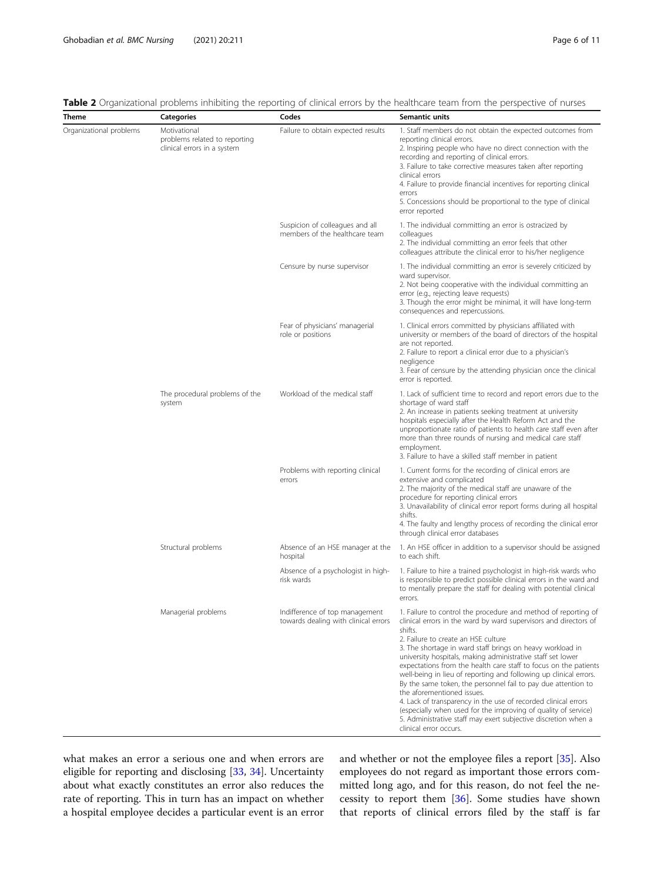**Table 2** Organizational problems inhibiting the reporting of clinical errors by the healthcare team from the perspective of nurses

| Theme | Categories | Codes | Semantic units |
| --- | --- | --- | --- |
| Organizational problems | Motivational problems related to reporting clinical errors in a system | Failure to obtain expected results | 1. Staff members do not obtain the expected outcomes from reporting clinical errors.<br>2. Inspiring people who have no direct connection with the recording and reporting of clinical errors.<br>3. Failure to take corrective measures taken after reporting clinical errors<br>4. Failure to provide financial incentives for reporting clinical errors<br>5. Concessions should be proportional to the type of clinical error reported |
| | | Suspicion of colleagues and all members of the healthcare team | 1. The individual committing an error is ostracized by colleagues<br>2. The individual committing an error feels that other colleagues attribute the clinical error to his/her negligence |
| | | Censure by nurse supervisor | 1. The individual committing an error is severely criticized by ward supervisor.<br>2. Not being cooperative with the individual committing an error (e.g., rejecting leave requests)<br>3. Though the error might be minimal, it will have long-term consequences and repercussions. |
| | | Fear of physicians' managerial role or positions | 1. Clinical errors committed by physicians affiliated with university or members of the board of directors of the hospital are not reported.<br>2. Failure to report a clinical error due to a physician's negligence<br>3. Fear of censure by the attending physician once the clinical error is reported. |
| | The procedural problems of the system | Workload of the medical staff | 1. Lack of sufficient time to record and report errors due to the shortage of ward staff<br>2. An increase in patients seeking treatment at university hospitals especially after the Health Reform Act and the unproportionate ratio of patients to health care staff even after more than three rounds of nursing and medical care staff employment.<br>3. Failure to have a skilled staff member in patient |
| | | Problems with reporting clinical errors | 1. Current forms for the recording of clinical errors are extensive and complicated<br>2. The majority of the medical staff are unaware of the procedure for reporting clinical errors<br>3. Unavailability of clinical error report forms during all hospital shifts.<br>4. The faulty and lengthy process of recording the clinical error through clinical error databases |
| | Structural problems | Absence of an HSE manager at the hospital | 1. An HSE officer in addition to a supervisor should be assigned to each shift. |
| | | Absence of a psychologist in high-risk wards | 1. Failure to hire a trained psychologist in high-risk wards who is responsible to predict possible clinical errors in the ward and to mentally prepare the staff for dealing with potential clinical errors. |
| | Managerial problems | Indifference of top management towards dealing with clinical errors | 1. Failure to control the procedure and method of reporting of clinical errors in the ward by ward supervisors and directors of shifts.<br>2. Failure to create an HSE culture<br>3. The shortage in ward staff brings on heavy workload in university hospitals, making administrative staff set lower expectations from the health care staff to focus on the patients well-being in lieu of reporting and following up clinical errors. By the same token, the personnel fail to pay due attention to the aforementioned issues.<br>4. Lack of transparency in the use of recorded clinical errors (especially when used for the improving of quality of service)<br>5. Administrative staff may exert subjective discretion when a clinical error occurs. |

what makes an error a serious one and when errors are eligible for reporting and disclosing [33, 34]. Uncertainty about what exactly constitutes an error also reduces the rate of reporting. This in turn has an impact on whether a hospital employee decides a particular event is an error and whether or not the employee files a report [35]. Also employees do not regard as important those errors committed long ago, and for this reason, do not feel the necessity to report them [36]. Some studies have shown that reports of clinical errors filed by the staff is far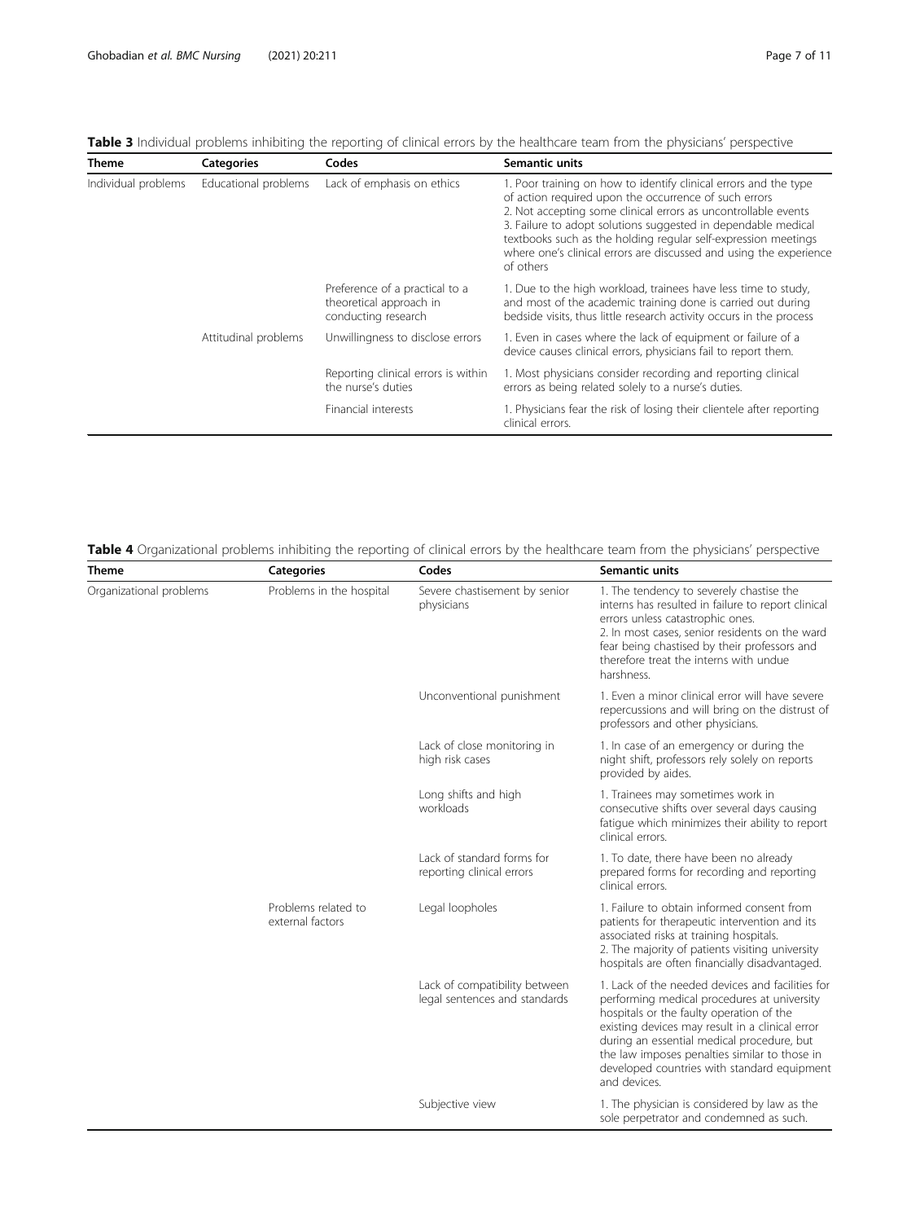**Table 3** Individual problems inhibiting the reporting of clinical errors by the healthcare team from the physicians' perspective

| Theme | Categories | Codes | Semantic units |
|---|---|---|---|
| Individual problems | Educational problems | Lack of emphasis on ethics | 1. Poor training on how to identify clinical errors and the type of action required upon the occurrence of such errors<br>2. Not accepting some clinical errors as uncontrollable events<br>3. Failure to adopt solutions suggested in dependable medical textbooks such as the holding regular self-expression meetings where one's clinical errors are discussed and using the experience of others |
| | | Preference of a practical to a theoretical approach in conducting research | 1. Due to the high workload, trainees have less time to study, and most of the academic training done is carried out during bedside visits, thus little research activity occurs in the process |
| | Attitudinal problems | Unwillingness to disclose errors | 1. Even in cases where the lack of equipment or failure of a device causes clinical errors, physicians fail to report them. |
| | | Reporting clinical errors is within the nurse's duties | 1. Most physicians consider recording and reporting clinical errors as being related solely to a nurse's duties. |
| | | Financial interests | 1. Physicians fear the risk of losing their clientele after reporting clinical errors. |

**Table 4** Organizational problems inhibiting the reporting of clinical errors by the healthcare team from the physicians' perspective

| Theme | Categories | Codes | Semantic units |
|---|---|---|---|
| Organizational problems | Problems in the hospital | Severe chastisement by senior physicians | 1. The tendency to severely chastise the interns has resulted in failure to report clinical errors unless catastrophic ones.<br>2. In most cases, senior residents on the ward fear being chastised by their professors and therefore treat the interns with undue harshness. |
| | | Unconventional punishment | 1. Even a minor clinical error will have severe repercussions and will bring on the distrust of professors and other physicians. |
| | | Lack of close monitoring in high risk cases | 1. In case of an emergency or during the night shift, professors rely solely on reports provided by aides. |
| | | Long shifts and high workloads | 1. Trainees may sometimes work in consecutive shifts over several days causing fatigue which minimizes their ability to report clinical errors. |
| | | Lack of standard forms for reporting clinical errors | 1. To date, there have been no already prepared forms for recording and reporting clinical errors. |
| | Problems related to external factors | Legal loopholes | 1. Failure to obtain informed consent from patients for therapeutic intervention and its associated risks at training hospitals.<br>2. The majority of patients visiting university hospitals are often financially disadvantaged. |
| | | Lack of compatibility between legal sentences and standards | 1. Lack of the needed devices and facilities for performing medical procedures at university hospitals or the faulty operation of the existing devices may result in a clinical error during an essential medical procedure, but the law imposes penalties similar to those in developed countries with standard equipment and devices. |
| | | Subjective view | 1. The physician is considered by law as the sole perpetrator and condemned as such. |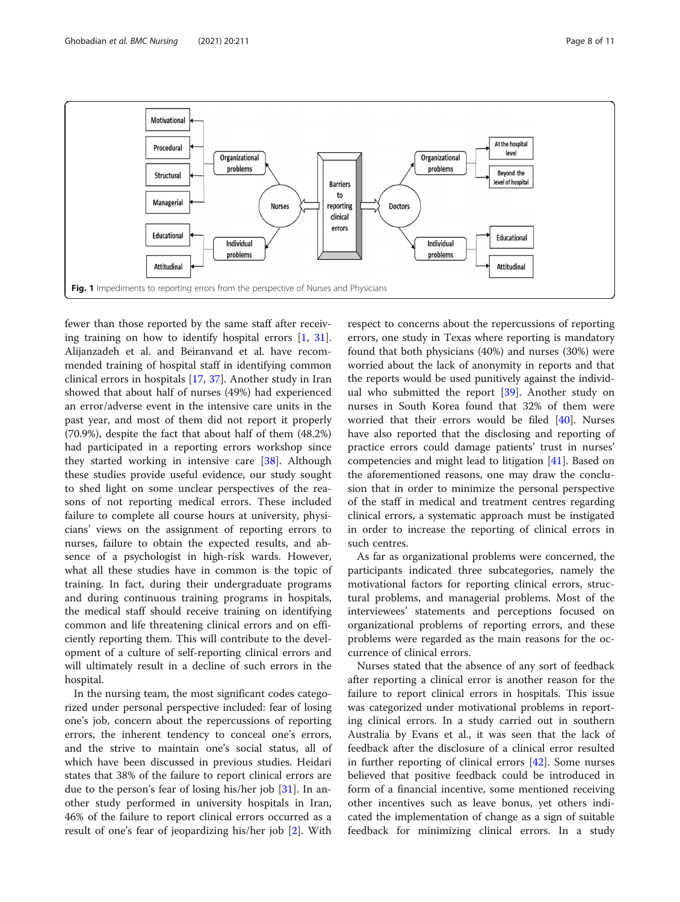Fig. 1 Impediments to reporting errors from the perspective of Nurses and Physicians

fewer than those reported by the same staff after receiving training on how to identify hospital errors [1, 31]. Alijanzadeh et al. and Beiranvand et al. have recommended training of hospital staff in identifying common clinical errors in hospitals [17, 37]. Another study in Iran showed that about half of nurses (49%) had experienced an error/adverse event in the intensive care units in the past year, and most of them did not report it properly (70.9%), despite the fact that about half of them (48.2%) had participated in a reporting errors workshop since they started working in intensive care [38]. Although these studies provide useful evidence, our study sought to shed light on some unclear perspectives of the reasons of not reporting medical errors. These included failure to complete all course hours at university, physicians' views on the assignment of reporting errors to nurses, failure to obtain the expected results, and absence of a psychologist in high-risk wards. However, what all these studies have in common is the topic of training. In fact, during their undergraduate programs and during continuous training programs in hospitals, the medical staff should receive training on identifying common and life threatening clinical errors and on efficiently reporting them. This will contribute to the development of a culture of self-reporting clinical errors and will ultimately result in a decline of such errors in the hospital.

In the nursing team, the most significant codes categorized under personal perspective included: fear of losing one's job, concern about the repercussions of reporting errors, the inherent tendency to conceal one's errors, and the strive to maintain one's social status, all of which have been discussed in previous studies. Heidari states that 38% of the failure to report clinical errors are due to the person's fear of losing his/her job [31]. In another study performed in university hospitals in Iran, 46% of the failure to report clinical errors occurred as a result of one's fear of jeopardizing his/her job [2]. With respect to concerns about the repercussions of reporting errors, one study in Texas where reporting is mandatory found that both physicians (40%) and nurses (30%) were worried about the lack of anonymity in reports and that the reports would be used punitively against the individual who submitted the report [39]. Another study on nurses in South Korea found that 32% of them were worried that their errors would be filed [40]. Nurses have also reported that the disclosing and reporting of practice errors could damage patients' trust in nurses' competencies and might lead to litigation [41]. Based on the aforementioned reasons, one may draw the conclusion that in order to minimize the personal perspective of the staff in medical and treatment centres regarding clinical errors, a systematic approach must be instigated in order to increase the reporting of clinical errors in such centres.

As far as organizational problems were concerned, the participants indicated three subcategories, namely the motivational factors for reporting clinical errors, structural problems, and managerial problems. Most of the interviewees' statements and perceptions focused on organizational problems of reporting errors, and these problems were regarded as the main reasons for the occurrence of clinical errors.

Nurses stated that the absence of any sort of feedback after reporting a clinical error is another reason for the failure to report clinical errors in hospitals. This issue was categorized under motivational problems in reporting clinical errors. In a study carried out in southern Australia by Evans et al., it was seen that the lack of feedback after the disclosure of a clinical error resulted in further reporting of clinical errors [42]. Some nurses believed that positive feedback could be introduced in form of a financial incentive, some mentioned receiving other incentives such as leave bonus, yet others indicated the implementation of change as a sign of suitable feedback for minimizing clinical errors. In a study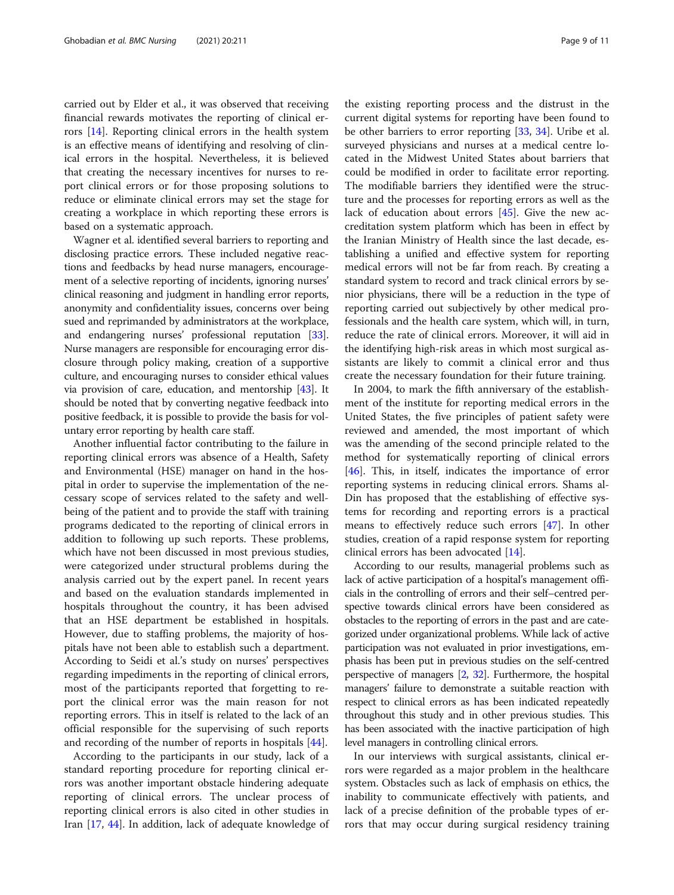carried out by Elder et al., it was observed that receiving financial rewards motivates the reporting of clinical errors [14]. Reporting clinical errors in the health system is an effective means of identifying and resolving of clinical errors in the hospital. Nevertheless, it is believed that creating the necessary incentives for nurses to report clinical errors or for those proposing solutions to reduce or eliminate clinical errors may set the stage for creating a workplace in which reporting these errors is based on a systematic approach.

Wagner et al. identified several barriers to reporting and disclosing practice errors. These included negative reactions and feedbacks by head nurse managers, encouragement of a selective reporting of incidents, ignoring nurses' clinical reasoning and judgment in handling error reports, anonymity and confidentiality issues, concerns over being sued and reprimanded by administrators at the workplace, and endangering nurses' professional reputation [33]. Nurse managers are responsible for encouraging error disclosure through policy making, creation of a supportive culture, and encouraging nurses to consider ethical values via provision of care, education, and mentorship [43]. It should be noted that by converting negative feedback into positive feedback, it is possible to provide the basis for voluntary error reporting by health care staff.

Another influential factor contributing to the failure in reporting clinical errors was absence of a Health, Safety and Environmental (HSE) manager on hand in the hospital in order to supervise the implementation of the necessary scope of services related to the safety and wellbeing of the patient and to provide the staff with training programs dedicated to the reporting of clinical errors in addition to following up such reports. These problems, which have not been discussed in most previous studies, were categorized under structural problems during the analysis carried out by the expert panel. In recent years and based on the evaluation standards implemented in hospitals throughout the country, it has been advised that an HSE department be established in hospitals. However, due to staffing problems, the majority of hospitals have not been able to establish such a department. According to Seidi et al.'s study on nurses' perspectives regarding impediments in the reporting of clinical errors, most of the participants reported that forgetting to report the clinical error was the main reason for not reporting errors. This in itself is related to the lack of an official responsible for the supervising of such reports and recording of the number of reports in hospitals [44].

According to the participants in our study, lack of a standard reporting procedure for reporting clinical errors was another important obstacle hindering adequate reporting of clinical errors. The unclear process of reporting clinical errors is also cited in other studies in Iran [17, 44]. In addition, lack of adequate knowledge of the existing reporting process and the distrust in the current digital systems for reporting have been found to be other barriers to error reporting [33, 34]. Uribe et al. surveyed physicians and nurses at a medical centre located in the Midwest United States about barriers that could be modified in order to facilitate error reporting. The modifiable barriers they identified were the structure and the processes for reporting errors as well as the lack of education about errors [45]. Give the new accreditation system platform which has been in effect by the Iranian Ministry of Health since the last decade, establishing a unified and effective system for reporting medical errors will not be far from reach. By creating a standard system to record and track clinical errors by senior physicians, there will be a reduction in the type of reporting carried out subjectively by other medical professionals and the health care system, which will, in turn, reduce the rate of clinical errors. Moreover, it will aid in the identifying high-risk areas in which most surgical assistants are likely to commit a clinical error and thus create the necessary foundation for their future training.

In 2004, to mark the fifth anniversary of the establishment of the institute for reporting medical errors in the United States, the five principles of patient safety were reviewed and amended, the most important of which was the amending of the second principle related to the method for systematically reporting of clinical errors [46]. This, in itself, indicates the importance of error reporting systems in reducing clinical errors. Shams al-Din has proposed that the establishing of effective systems for recording and reporting errors is a practical means to effectively reduce such errors [47]. In other studies, creation of a rapid response system for reporting clinical errors has been advocated [14].

According to our results, managerial problems such as lack of active participation of a hospital's management officials in the controlling of errors and their self–centred perspective towards clinical errors have been considered as obstacles to the reporting of errors in the past and are categorized under organizational problems. While lack of active participation was not evaluated in prior investigations, emphasis has been put in previous studies on the self-centred perspective of managers [2, 32]. Furthermore, the hospital managers' failure to demonstrate a suitable reaction with respect to clinical errors as has been indicated repeatedly throughout this study and in other previous studies. This has been associated with the inactive participation of high level managers in controlling clinical errors.

In our interviews with surgical assistants, clinical errors were regarded as a major problem in the healthcare system. Obstacles such as lack of emphasis on ethics, the inability to communicate effectively with patients, and lack of a precise definition of the probable types of errors that may occur during surgical residency training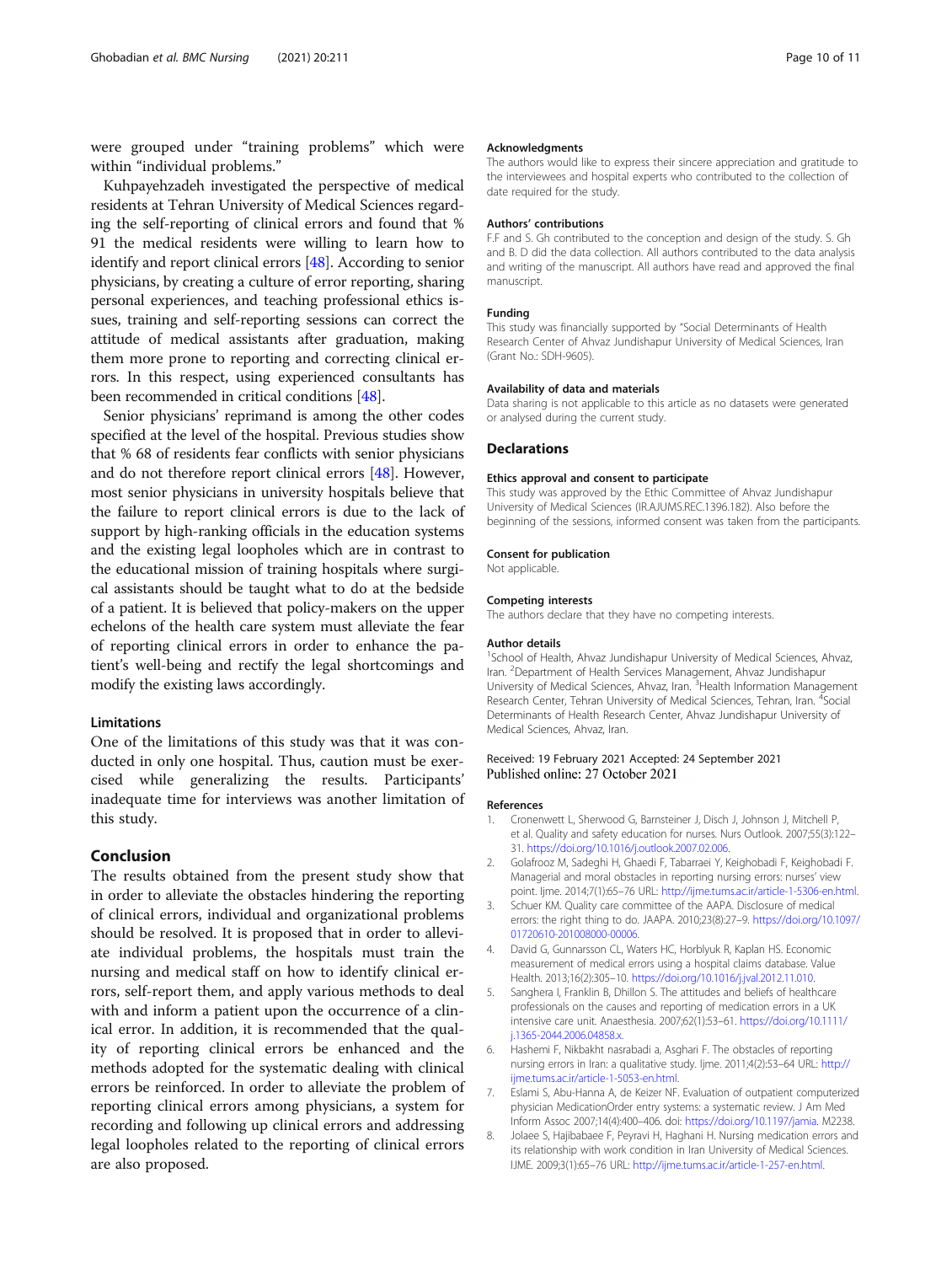were grouped under "training problems" which were within "individual problems."

Kuhpayehzadeh investigated the perspective of medical residents at Tehran University of Medical Sciences regarding the self-reporting of clinical errors and found that % 91 the medical residents were willing to learn how to identify and report clinical errors [48]. According to senior physicians, by creating a culture of error reporting, sharing personal experiences, and teaching professional ethics issues, training and self-reporting sessions can correct the attitude of medical assistants after graduation, making them more prone to reporting and correcting clinical errors. In this respect, using experienced consultants has been recommended in critical conditions [48].

Senior physicians' reprimand is among the other codes specified at the level of the hospital. Previous studies show that % 68 of residents fear conflicts with senior physicians and do not therefore report clinical errors [48]. However, most senior physicians in university hospitals believe that the failure to report clinical errors is due to the lack of support by high-ranking officials in the education systems and the existing legal loopholes which are in contrast to the educational mission of training hospitals where surgical assistants should be taught what to do at the bedside of a patient. It is believed that policy-makers on the upper echelons of the health care system must alleviate the fear of reporting clinical errors in order to enhance the patient's well-being and rectify the legal shortcomings and modify the existing laws accordingly.

### Limitations

One of the limitations of this study was that it was conducted in only one hospital. Thus, caution must be exercised while generalizing the results. Participants' inadequate time for interviews was another limitation of this study.

## Conclusion

The results obtained from the present study show that in order to alleviate the obstacles hindering the reporting of clinical errors, individual and organizational problems should be resolved. It is proposed that in order to alleviate individual problems, the hospitals must train the nursing and medical staff on how to identify clinical errors, self-report them, and apply various methods to deal with and inform a patient upon the occurrence of a clinical error. In addition, it is recommended that the quality of reporting clinical errors be enhanced and the methods adopted for the systematic dealing with clinical errors be reinforced. In order to alleviate the problem of reporting clinical errors among physicians, a system for recording and following up clinical errors and addressing legal loopholes related to the reporting of clinical errors are also proposed.

#### Acknowledgments

The authors would like to express their sincere appreciation and gratitude to the interviewees and hospital experts who contributed to the collection of date required for the study.

#### Authors' contributions

F.F and S. Gh contributed to the conception and design of the study. S. Gh and B. D did the data collection. All authors contributed to the data analysis and writing of the manuscript. All authors have read and approved the final manuscript.

#### Funding

This study was financially supported by "Social Determinants of Health Research Center of Ahvaz Jundishapur University of Medical Sciences, Iran (Grant No.: SDH-9605).

#### Availability of data and materials

Data sharing is not applicable to this article as no datasets were generated or analysed during the current study.

## Declarations

#### Ethics approval and consent to participate

This study was approved by the Ethic Committee of Ahvaz Jundishapur University of Medical Sciences (IR.AJUMS.REC.1396.182). Also before the beginning of the sessions, informed consent was taken from the participants.

#### Consent for publication

Not applicable.

#### Competing interests

The authors declare that they have no competing interests.

#### Author details

[1]School of Health, Ahvaz Jundishapur University of Medical Sciences, Ahvaz, Iran. [2]Department of Health Services Management, Ahvaz Jundishapur University of Medical Sciences, Ahvaz, Iran. [3]Health Information Management Research Center, Tehran University of Medical Sciences, Tehran, Iran. [4]Social Determinants of Health Research Center, Ahvaz Jundishapur University of Medical Sciences, Ahvaz, Iran.

Received: 19 February 2021 Accepted: 24 September 2021
Published online: 27 October 2021

#### References

1. Cronenwett L, Sherwood G, Barnsteiner J, Disch J, Johnson J, Mitchell P, et al. Quality and safety education for nurses. Nurs Outlook. 2007;55(3):122–31. https://doi.org/10.1016/j.outlook.2007.02.006.
2. Golafrooz M, Sadeghi H, Ghaedi F, Tabarraei Y, Keighobadi F, Keighobadi F. Managerial and moral obstacles in reporting nursing errors: nurses' view point. Ijme. 2014;7(1):65–76 URL: http://ijme.tums.ac.ir/article-1-5306-en.html.
3. Schuer KM. Quality care committee of the AAPA. Disclosure of medical errors: the right thing to do. JAAPA. 2010;23(8):27–9. https://doi.org/10.1097/01720610-201008000-00006.
4. David G, Gunnarsson CL, Waters HC, Horblyuk R, Kaplan HS. Economic measurement of medical errors using a hospital claims database. Value Health. 2013;16(2):305–10. https://doi.org/10.1016/j.jval.2012.11.010.
5. Sanghera I, Franklin B, Dhillon S. The attitudes and beliefs of healthcare professionals on the causes and reporting of medication errors in a UK intensive care unit. Anaesthesia. 2007;62(1):53–61. https://doi.org/10.1111/j.1365-2044.2006.04858.x.
6. Hashemi F, Nikbakht nasrabadi a, Asghari F. The obstacles of reporting nursing errors in Iran: a qualitative study. Ijme. 2011;4(2):53–64 URL: http://ijme.tums.ac.ir/article-1-5053-en.html.
7. Eslami S, Abu-Hanna A, de Keizer NF. Evaluation of outpatient computerized physician MedicationOrder entry systems: a systematic review. J Am Med Inform Assoc 2007;14(4):400–406. doi: https://doi.org/10.1197/jamia. M2238.
8. Jolaee S, Hajibabaee F, Peyravi H, Haghani H. Nursing medication errors and its relationship with work condition in Iran University of Medical Sciences. IJME. 2009;3(1):65–76 URL: http://ijme.tums.ac.ir/article-1-257-en.html.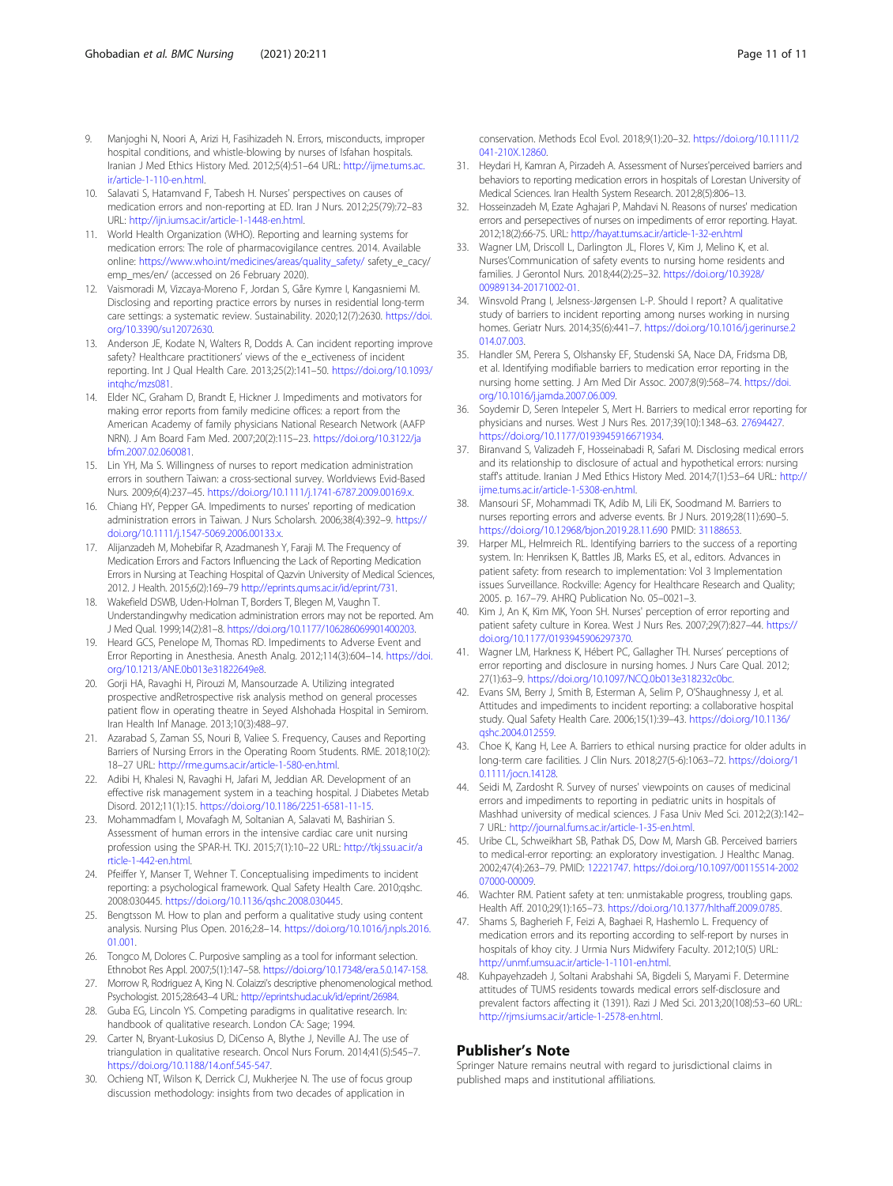9. Manjoghi N, Noori A, Arizi H, Fasihizadeh N. Errors, misconducts, improper hospital conditions, and whistle-blowing by nurses of Isfahan hospitals. Iranian J Med Ethics History Med. 2012;5(4):51–64 URL: http://ijme.tums.ac.ir/article-1-110-en.html.
10. Salavati S, Hatamvand F, Tabesh H. Nurses' perspectives on causes of medication errors and non-reporting at ED. Iran J Nurs. 2012;25(79):72–83 URL: http://ijn.iums.ac.ir/article-1-1448-en.html.
11. World Health Organization (WHO). Reporting and learning systems for medication errors: The role of pharmacovigilance centres. 2014. Available online: https://www.who.int/medicines/areas/quality_safety/ safety_e_cacy/emp_mes/en/ (accessed on 26 February 2020).
12. Vaismoradi M, Vizcaya-Moreno F, Jordan S, Gåre Kymre I, Kangasniemi M. Disclosing and reporting practice errors by nurses in residential long-term care settings: a systematic review. Sustainability. 2020;12(7):2630. https://doi.org/10.3390/su12072630.
13. Anderson JE, Kodate N, Walters R, Dodds A. Can incident reporting improve safety? Healthcare practitioners' views of the e_ectiveness of incident reporting. Int J Qual Health Care. 2013;25(2):141–50. https://doi.org/10.1093/intqhc/mzs081.
14. Elder NC, Graham D, Brandt E, Hickner J. Impediments and motivators for making error reports from family medicine offices: a report from the American Academy of family physicians National Research Network (AAFP NRN). J Am Board Fam Med. 2007;20(2):115–23. https://doi.org/10.3122/jabfm.2007.02.060081.
15. Lin YH, Ma S. Willingness of nurses to report medication administration errors in southern Taiwan: a cross-sectional survey. Worldviews Evid-Based Nurs. 2009;6(4):237–45. https://doi.org/10.1111/j.1741-6787.2009.00169.x.
16. Chiang HY, Pepper GA. Impediments to nurses' reporting of medication administration errors in Taiwan. J Nurs Scholarsh. 2006;38(4):392–9. https://doi.org/10.1111/j.1547-5069.2006.00133.x.
17. Alijanzadeh M, Mohebifar R, Azadmanesh Y, Faraji M. The Frequency of Medication Errors and Factors Influencing the Lack of Reporting Medication Errors in Nursing at Teaching Hospital of Qazvin University of Medical Sciences, 2012. J Health. 2015;6(2):169–79 http://eprints.qums.ac.ir/id/eprint/731.
18. Wakefield DSWB, Uden-Holman T, Borders T, Blegen M, Vaughn T. Understandingwhy medication administration errors may not be reported. Am J Med Qual. 1999;14(2):81–8. https://doi.org/10.1177/106286069901400203.
19. Heard GCS, Penelope M, Thomas RD. Impediments to Adverse Event and Error Reporting in Anesthesia. Anesth Analg. 2012;114(3):604–14. https://doi.org/10.1213/ANE.0b013e31822649e8.
20. Gorji HA, Ravaghi H, Pirouzi M, Mansourzade A. Utilizing integrated prospective andRetrospective risk analysis method on general processes patient flow in operating theatre in Seyed Alshohada Hospital in Semirom. Iran Health Inf Manage. 2013;10(3):488–97.
21. Azarabad S, Zaman SS, Nouri B, Valiee S. Frequency, Causes and Reporting Barriers of Nursing Errors in the Operating Room Students. RME. 2018;10(2):18–27 URL: http://rme.gums.ac.ir/article-1-580-en.html.
22. Adibi H, Khalesi N, Ravaghi H, Jafari M, Jeddian AR. Development of an effective risk management system in a teaching hospital. J Diabetes Metab Disord. 2012;11(1):15. https://doi.org/10.1186/2251-6581-11-15.
23. Mohammadfam I, Movafagh M, Soltanian A, Salavati M, Bashirian S. Assessment of human errors in the intensive cardiac care unit nursing profession using the SPAR-H. TKJ. 2015;7(1):10–22 URL: http://tkj.ssu.ac.ir/article-1-442-en.html.
24. Pfeiffer Y, Manser T, Wehner T. Conceptualising impediments to incident reporting: a psychological framework. Qual Safety Health Care. 2010;qshc.2008:030445. https://doi.org/10.1136/qshc.2008.030445.
25. Bengtsson M. How to plan and perform a qualitative study using content analysis. Nursing Plus Open. 2016;2:8–14. https://doi.org/10.1016/j.npls.2016.01.001.
26. Tongco M, Dolores C. Purposive sampling as a tool for informant selection. Ethnobot Res Appl. 2007;5(1):147–58. https://doi.org/10.17348/era.5.0.147-158.
27. Morrow R, Rodriguez A, King N. Colaizzi's descriptive phenomenological method. Psychologist. 2015;28:643–4 URL: http://eprints.hud.ac.uk/id/eprint/26984.
28. Guba EG, Lincoln YS. Competing paradigms in qualitative research. In: handbook of qualitative research. London CA: Sage; 1994.
29. Carter N, Bryant-Lukosius D, DiCenso A, Blythe J, Neville AJ. The use of triangulation in qualitative research. Oncol Nurs Forum. 2014;41(5):545–7. https://doi.org/10.1188/14.onf.545-547.
30. Ochieng NT, Wilson K, Derrick CJ, Mukherjee N. The use of focus group discussion methodology: insights from two decades of application in conservation. Methods Ecol Evol. 2018;9(1):20–32. https://doi.org/10.1111/2041-210X.12860.
31. Heydari H, Kamran A, Pirzadeh A. Assessment of Nurses'perceived barriers and behaviors to reporting medication errors in hospitals of Lorestan University of Medical Sciences. Iran Health System Research. 2012;8(5):806–13.
32. Hosseinzadeh M, Ezate Aghajari P, Mahdavi N. Reasons of nurses' medication errors and persepectives of nurses on impediments of error reporting. Hayat. 2012;18(2):66-75. URL: http://hayat.tums.ac.ir/article-1-32-en.html
33. Wagner LM, Driscoll L, Darlington JL, Flores V, Kim J, Melino K, et al. Nurses'Communication of safety events to nursing home residents and families. J Gerontol Nurs. 2018;44(2):25–32. https://doi.org/10.3928/00989134-20171002-01.
34. Winsvold Prang I, Jelsness-Jørgensen L-P. Should I report? A qualitative study of barriers to incident reporting among nurses working in nursing homes. Geriatr Nurs. 2014;35(6):441–7. https://doi.org/10.1016/j.gerinurse.2014.07.003.
35. Handler SM, Perera S, Olshansky EF, Studenski SA, Nace DA, Fridsma DB, et al. Identifying modifiable barriers to medication error reporting in the nursing home setting. J Am Med Dir Assoc. 2007;8(9):568–74. https://doi.org/10.1016/j.jamda.2007.06.009.
36. Soydemir D, Seren Intepeler S, Mert H. Barriers to medical error reporting for physicians and nurses. West J Nurs Res. 2017;39(10):1348–63. 27694427. https://doi.org/10.1177/0193945916671934.
37. Biranvand S, Valizadeh F, Hosseinabadi R, Safari M. Disclosing medical errors and its relationship to disclosure of actual and hypothetical errors: nursing staff's attitude. Iranian J Med Ethics History Med. 2014;7(1):53–64 URL: http://ijme.tums.ac.ir/article-1-5308-en.html.
38. Mansouri SF, Mohammadi TK, Adib M, Lili EK, Soodmand M. Barriers to nurses reporting errors and adverse events. Br J Nurs. 2019;28(11):690–5. https://doi.org/10.12968/bjon.2019.28.11.690 PMID: 31188653.
39. Harper ML, Helmreich RL. Identifying barriers to the success of a reporting system. In: Henriksen K, Battles JB, Marks ES, et al., editors. Advances in patient safety: from research to implementation: Vol 3 Implementation issues Surveillance. Rockville: Agency for Healthcare Research and Quality; 2005. p. 167–79. AHRQ Publication No. 05–0021–3.
40. Kim J, An K, Kim MK, Yoon SH. Nurses' perception of error reporting and patient safety culture in Korea. West J Nurs Res. 2007;29(7):827–44. https://doi.org/10.1177/0193945906297370.
41. Wagner LM, Harkness K, Hébert PC, Gallagher TH. Nurses' perceptions of error reporting and disclosure in nursing homes. J Nurs Care Qual. 2012;27(1):63–9. https://doi.org/10.1097/NCQ.0b013e318232c0bc.
42. Evans SM, Berry J, Smith B, Esterman A, Selim P, O'Shaughnessy J, et al. Attitudes and impediments to incident reporting: a collaborative hospital study. Qual Safety Health Care. 2006;15(1):39–43. https://doi.org/10.1136/qshc.2004.012559.
43. Choe K, Kang H, Lee A. Barriers to ethical nursing practice for older adults in long-term care facilities. J Clin Nurs. 2018;27(5-6):1063–72. https://doi.org/10.1111/jocn.14128.
44. Seidi M, Zardosht R. Survey of nurses' viewpoints on causes of medicinal errors and impediments to reporting in pediatric units in hospitals of Mashhad university of medical sciences. J Fasa Univ Med Sci. 2012;2(3):142–7 URL: http://journal.fums.ac.ir/article-1-35-en.html.
45. Uribe CL, Schweikhart SB, Pathak DS, Dow M, Marsh GB. Perceived barriers to medical-error reporting: an exploratory investigation. J Healthc Manag. 2002;47(4):263–79. PMID: 12221747. https://doi.org/10.1097/00115514-200207000-00009.
46. Wachter RM. Patient safety at ten: unmistakable progress, troubling gaps. Health Aff. 2010;29(1):165–73. https://doi.org/10.1377/hlthaff.2009.0785.
47. Shams S, Bagherieh F, Feizi A, Baghaei R, Hashemlo L. Frequency of medication errors and its reporting according to self-report by nurses in hospitals of khoy city. J Urmia Nurs Midwifery Faculty. 2012;10(5) URL: http://unmf.umsu.ac.ir/article-1-1101-en.html.
48. Kuhpayehzadeh J, Soltani Arabshahi SA, Bigdeli S, Maryami F. Determine attitudes of TUMS residents towards medical errors self-disclosure and prevalent factors affecting it (1391). Razi J Med Sci. 2013;20(108):53–60 URL: http://rjms.iums.ac.ir/article-1-2578-en.html.

## Publisher's Note

Springer Nature remains neutral with regard to jurisdictional claims in published maps and institutional affiliations.